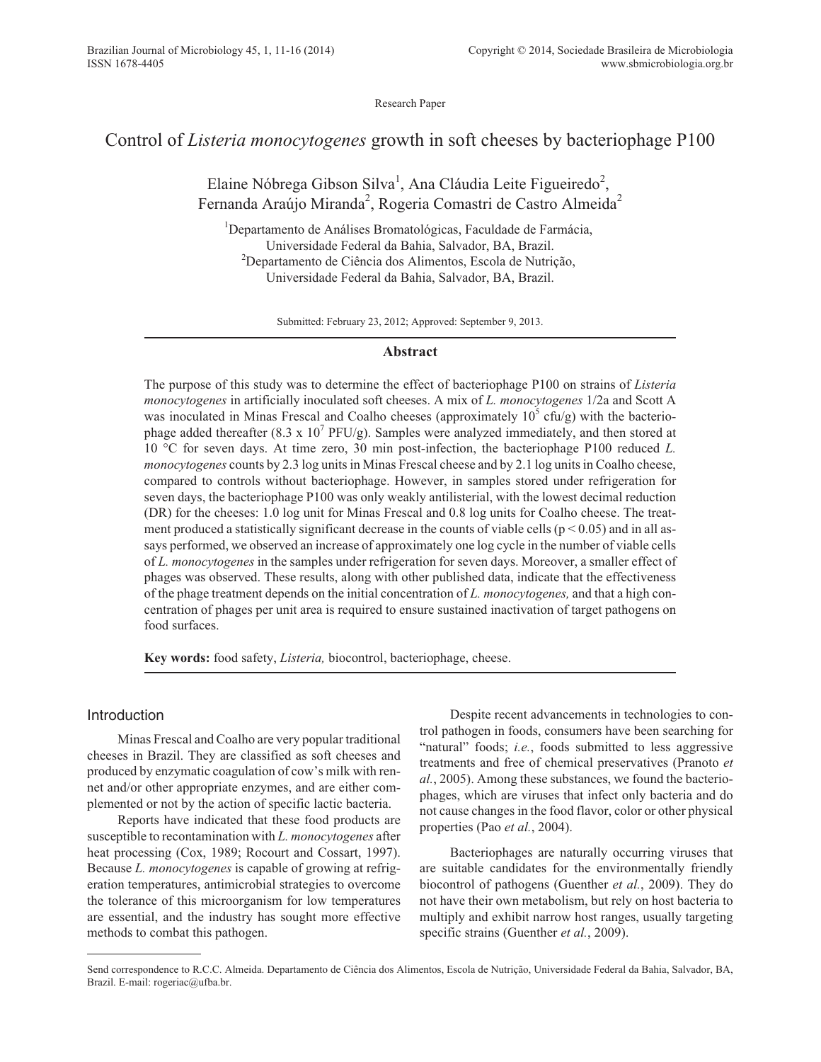Research Paper

# Control of *Listeria monocytogenes* growth in soft cheeses by bacteriophage P100

Elaine Nóbrega Gibson Silva[1], Ana Cláudia Leite Figueiredo[2], Fernanda Araújo Miranda[2], Rogeria Comastri de Castro Almeida[2]

[1]Departamento de Análises Bromatológicas, Faculdade de Farmácia, Universidade Federal da Bahia, Salvador, BA, Brazil.
[2]Departamento de Ciência dos Alimentos, Escola de Nutrição, Universidade Federal da Bahia, Salvador, BA, Brazil.

Submitted: February 23, 2012; Approved: September 9, 2013.

## Abstract

The purpose of this study was to determine the effect of bacteriophage P100 on strains of *Listeria monocytogenes* in artificially inoculated soft cheeses. A mix of *L. monocytogenes* 1/2a and Scott A was inoculated in Minas Frescal and Coalho cheeses (approximately $10^5$ cfu/g) with the bacteriophage added thereafter ($8.3 \times 10^7$ PFU/g). Samples were analyzed immediately, and then stored at 10 °C for seven days. At time zero, 30 min post-infection, the bacteriophage P100 reduced *L. monocytogenes* counts by 2.3 log units in Minas Frescal cheese and by 2.1 log units in Coalho cheese, compared to controls without bacteriophage. However, in samples stored under refrigeration for seven days, the bacteriophage P100 was only weakly antilisterial, with the lowest decimal reduction (DR) for the cheeses: 1.0 log unit for Minas Frescal and 0.8 log units for Coalho cheese. The treatment produced a statistically significant decrease in the counts of viable cells ($p < 0.05$) and in all assays performed, we observed an increase of approximately one log cycle in the number of viable cells of *L. monocytogenes* in the samples under refrigeration for seven days. Moreover, a smaller effect of phages was observed. These results, along with other published data, indicate that the effectiveness of the phage treatment depends on the initial concentration of *L. monocytogenes,* and that a high concentration of phages per unit area is required to ensure sustained inactivation of target pathogens on food surfaces.

**Key words:** food safety, *Listeria,* biocontrol, bacteriophage, cheese.

## Introduction

Minas Frescal and Coalho are very popular traditional cheeses in Brazil. They are classified as soft cheeses and produced by enzymatic coagulation of cow's milk with rennet and/or other appropriate enzymes, and are either complemented or not by the action of specific lactic bacteria.

Reports have indicated that these food products are susceptible to recontamination with *L. monocytogenes* after heat processing (Cox, 1989; Rocourt and Cossart, 1997). Because *L. monocytogenes* is capable of growing at refrigeration temperatures, antimicrobial strategies to overcome the tolerance of this microorganism for low temperatures are essential, and the industry has sought more effective methods to combat this pathogen.

Despite recent advancements in technologies to control pathogen in foods, consumers have been searching for "natural" foods; *i.e.*, foods submitted to less aggressive treatments and free of chemical preservatives (Pranoto *et al.*, 2005). Among these substances, we found the bacteriophages, which are viruses that infect only bacteria and do not cause changes in the food flavor, color or other physical properties (Pao *et al.*, 2004).

Bacteriophages are naturally occurring viruses that are suitable candidates for the environmentally friendly biocontrol of pathogens (Guenther *et al.*, 2009). They do not have their own metabolism, but rely on host bacteria to multiply and exhibit narrow host ranges, usually targeting specific strains (Guenther *et al.*, 2009).

---

Send correspondence to R.C.C. Almeida. Departamento de Ciência dos Alimentos, Escola de Nutrição, Universidade Federal da Bahia, Salvador, BA, Brazil. E-mail: rogeriac@ufba.br.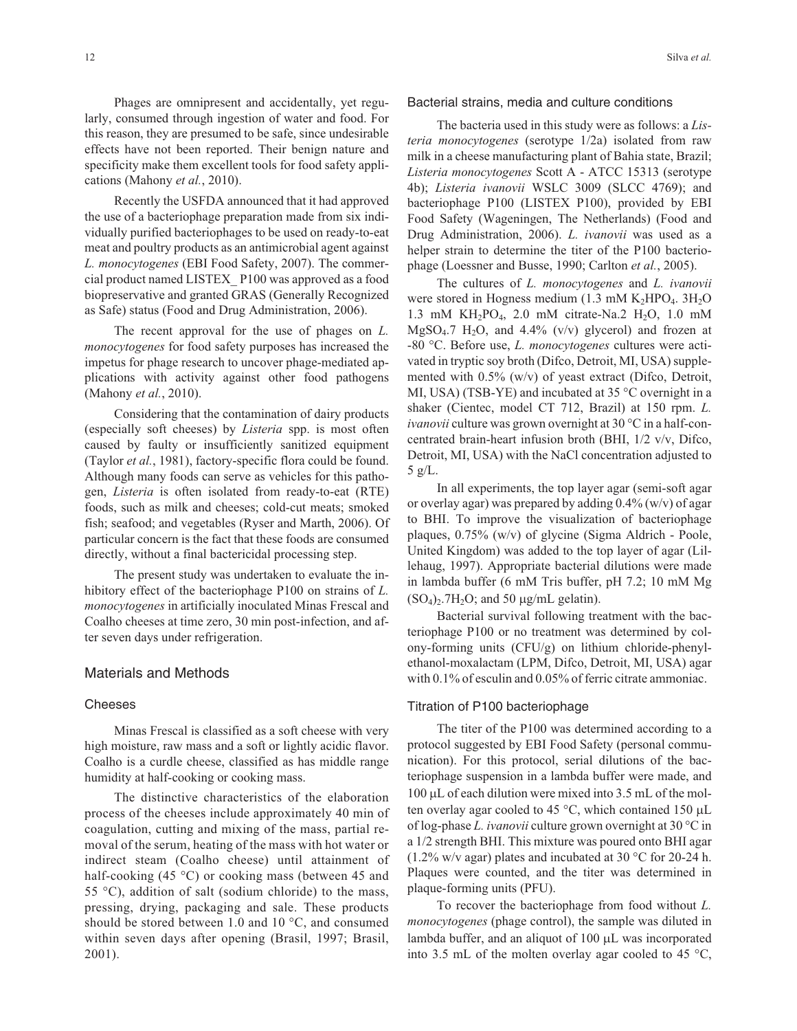Phages are omnipresent and accidentally, yet regularly, consumed through ingestion of water and food. For this reason, they are presumed to be safe, since undesirable effects have not been reported. Their benign nature and specificity make them excellent tools for food safety applications (Mahony *et al.*, 2010).

Recently the USFDA announced that it had approved the use of a bacteriophage preparation made from six individually purified bacteriophages to be used on ready-to-eat meat and poultry products as an antimicrobial agent against *L. monocytogenes* (EBI Food Safety, 2007). The commercial product named LISTEX_ P100 was approved as a food biopreservative and granted GRAS (Generally Recognized as Safe) status (Food and Drug Administration, 2006).

The recent approval for the use of phages on *L. monocytogenes* for food safety purposes has increased the impetus for phage research to uncover phage-mediated applications with activity against other food pathogens (Mahony *et al.*, 2010).

Considering that the contamination of dairy products (especially soft cheeses) by *Listeria* spp. is most often caused by faulty or insufficiently sanitized equipment (Taylor *et al.*, 1981), factory-specific flora could be found. Although many foods can serve as vehicles for this pathogen, *Listeria* is often isolated from ready-to-eat (RTE) foods, such as milk and cheeses; cold-cut meats; smoked fish; seafood; and vegetables (Ryser and Marth, 2006). Of particular concern is the fact that these foods are consumed directly, without a final bactericidal processing step.

The present study was undertaken to evaluate the inhibitory effect of the bacteriophage P100 on strains of *L. monocytogenes* in artificially inoculated Minas Frescal and Coalho cheeses at time zero, 30 min post-infection, and after seven days under refrigeration.

## Materials and Methods

### Cheeses

Minas Frescal is classified as a soft cheese with very high moisture, raw mass and a soft or lightly acidic flavor. Coalho is a curdle cheese, classified as has middle range humidity at half-cooking or cooking mass.

The distinctive characteristics of the elaboration process of the cheeses include approximately 40 min of coagulation, cutting and mixing of the mass, partial removal of the serum, heating of the mass with hot water or indirect steam (Coalho cheese) until attainment of half-cooking (45 °C) or cooking mass (between 45 and 55 °C), addition of salt (sodium chloride) to the mass, pressing, drying, packaging and sale. These products should be stored between 1.0 and 10 °C, and consumed within seven days after opening (Brasil, 1997; Brasil, 2001).

### Bacterial strains, media and culture conditions

The bacteria used in this study were as follows: a *Listeria monocytogenes* (serotype 1/2a) isolated from raw milk in a cheese manufacturing plant of Bahia state, Brazil; *Listeria monocytogenes* Scott A - ATCC 15313 (serotype 4b); *Listeria ivanovii* WSLC 3009 (SLCC 4769); and bacteriophage P100 (LISTEX P100), provided by EBI Food Safety (Wageningen, The Netherlands) (Food and Drug Administration, 2006). *L. ivanovii* was used as a helper strain to determine the titer of the P100 bacteriophage (Loessner and Busse, 1990; Carlton *et al.*, 2005).

The cultures of *L. monocytogenes* and *L. ivanovii* were stored in Hogness medium (1.3 mM $K_2HPO_4$. $3H_2O$ 1.3 mM $KH_2PO_4$, 2.0 mM citrate-Na.2 $H_2O$, 1.0 mM $MgSO_4$.7 $H_2O$, and 4.4% (v/v) glycerol) and frozen at -80 °C. Before use, *L. monocytogenes* cultures were activated in tryptic soy broth (Difco, Detroit, MI, USA) supplemented with 0.5% (w/v) of yeast extract (Difco, Detroit, MI, USA) (TSB-YE) and incubated at 35 °C overnight in a shaker (Cientec, model CT 712, Brazil) at 150 rpm. *L. ivanovii* culture was grown overnight at 30 °C in a half-concentrated brain-heart infusion broth (BHI, 1/2 v/v, Difco, Detroit, MI, USA) with the NaCl concentration adjusted to 5 g/L.

In all experiments, the top layer agar (semi-soft agar or overlay agar) was prepared by adding 0.4% (w/v) of agar to BHI. To improve the visualization of bacteriophage plaques, 0.75% (w/v) of glycine (Sigma Aldrich - Poole, United Kingdom) was added to the top layer of agar (Lillehaug, 1997). Appropriate bacterial dilutions were made in lambda buffer (6 mM Tris buffer, pH 7.2; 10 mM Mg $(SO_4)_2.7H_2O$; and 50 μg/mL gelatin).

Bacterial survival following treatment with the bacteriophage P100 or no treatment was determined by colony-forming units (CFU/g) on lithium chloride-phenylethanol-moxalactam (LPM, Difco, Detroit, MI, USA) agar with 0.1% of esculin and 0.05% of ferric citrate ammoniac.

### Titration of P100 bacteriophage

The titer of the P100 was determined according to a protocol suggested by EBI Food Safety (personal communication). For this protocol, serial dilutions of the bacteriophage suspension in a lambda buffer were made, and 100 μL of each dilution were mixed into 3.5 mL of the molten overlay agar cooled to 45 °C, which contained 150 μL of log-phase *L. ivanovii* culture grown overnight at 30 °C in a 1/2 strength BHI. This mixture was poured onto BHI agar (1.2% w/v agar) plates and incubated at 30 °C for 20-24 h. Plaques were counted, and the titer was determined in plaque-forming units (PFU).

To recover the bacteriophage from food without *L. monocytogenes* (phage control), the sample was diluted in lambda buffer, and an aliquot of 100 μL was incorporated into 3.5 mL of the molten overlay agar cooled to 45 °C,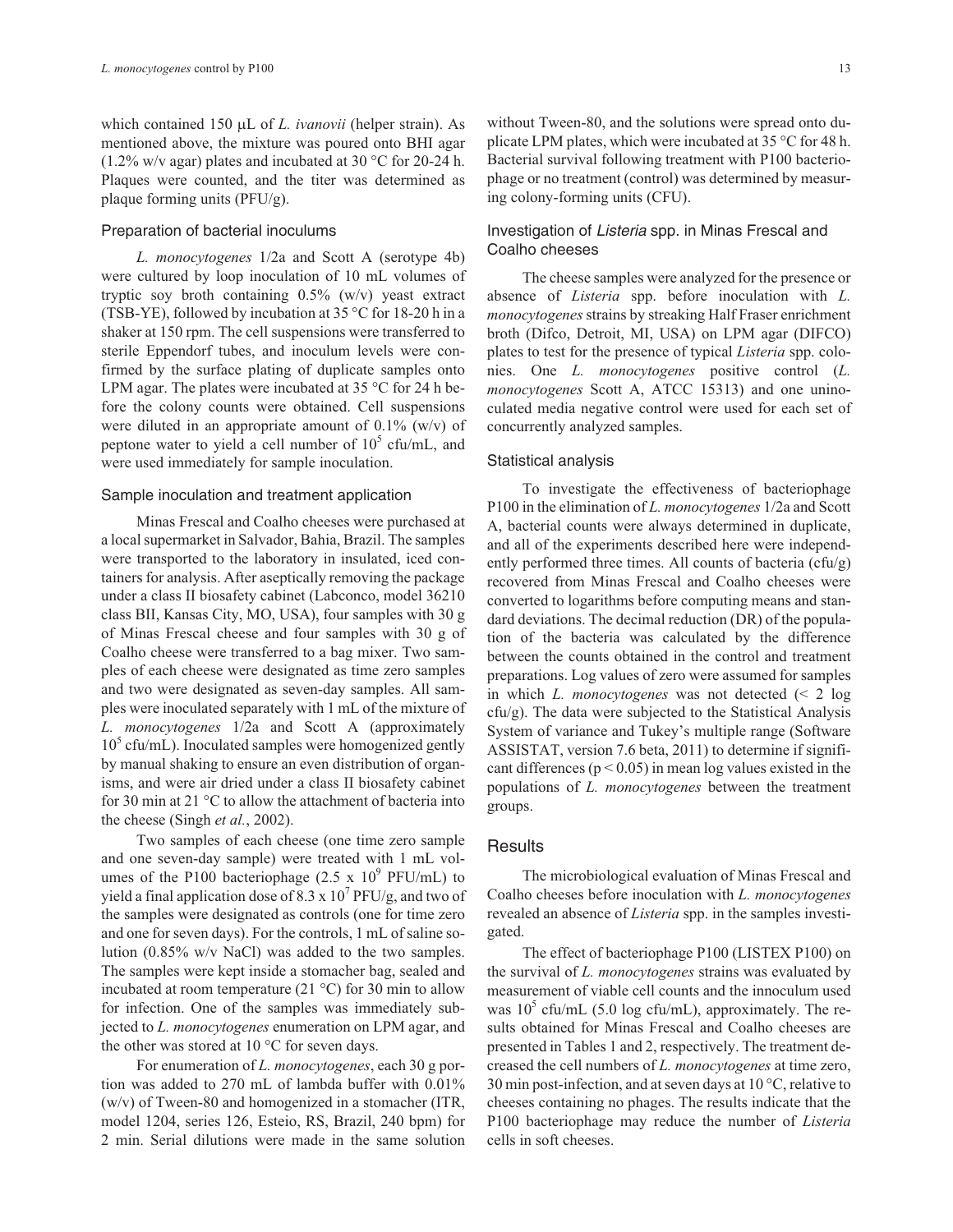which contained 150 μL of *L. ivanovii* (helper strain). As mentioned above, the mixture was poured onto BHI agar (1.2% w/v agar) plates and incubated at 30 °C for 20-24 h. Plaques were counted, and the titer was determined as plaque forming units (PFU/g).

### Preparation of bacterial inoculums

*L. monocytogenes* 1/2a and Scott A (serotype 4b) were cultured by loop inoculation of 10 mL volumes of tryptic soy broth containing 0.5% (w/v) yeast extract (TSB-YE), followed by incubation at 35 °C for 18-20 h in a shaker at 150 rpm. The cell suspensions were transferred to sterile Eppendorf tubes, and inoculum levels were confirmed by the surface plating of duplicate samples onto LPM agar. The plates were incubated at 35 °C for 24 h before the colony counts were obtained. Cell suspensions were diluted in an appropriate amount of 0.1% (w/v) of peptone water to yield a cell number of $10^5$ cfu/mL, and were used immediately for sample inoculation.

### Sample inoculation and treatment application

Minas Frescal and Coalho cheeses were purchased at a local supermarket in Salvador, Bahia, Brazil. The samples were transported to the laboratory in insulated, iced containers for analysis. After aseptically removing the package under a class II biosafety cabinet (Labconco, model 36210 class BII, Kansas City, MO, USA), four samples with 30 g of Minas Frescal cheese and four samples with 30 g of Coalho cheese were transferred to a bag mixer. Two samples of each cheese were designated as time zero samples and two were designated as seven-day samples. All samples were inoculated separately with 1 mL of the mixture of *L. monocytogenes* 1/2a and Scott A (approximately $10^5$ cfu/mL). Inoculated samples were homogenized gently by manual shaking to ensure an even distribution of organisms, and were air dried under a class II biosafety cabinet for 30 min at 21 °C to allow the attachment of bacteria into the cheese (Singh *et al.*, 2002).

Two samples of each cheese (one time zero sample and one seven-day sample) were treated with 1 mL volumes of the P100 bacteriophage (2.5 x $10^9$ PFU/mL) to yield a final application dose of 8.3 x $10^7$ PFU/g, and two of the samples were designated as controls (one for time zero and one for seven days). For the controls, 1 mL of saline solution (0.85% w/v NaCl) was added to the two samples. The samples were kept inside a stomacher bag, sealed and incubated at room temperature (21 °C) for 30 min to allow for infection. One of the samples was immediately subjected to *L. monocytogenes* enumeration on LPM agar, and the other was stored at 10 °C for seven days.

For enumeration of *L. monocytogenes*, each 30 g portion was added to 270 mL of lambda buffer with 0.01% (w/v) of Tween-80 and homogenized in a stomacher (ITR, model 1204, series 126, Esteio, RS, Brazil, 240 bpm) for 2 min. Serial dilutions were made in the same solution without Tween-80, and the solutions were spread onto duplicate LPM plates, which were incubated at 35 °C for 48 h. Bacterial survival following treatment with P100 bacteriophage or no treatment (control) was determined by measuring colony-forming units (CFU).

### Investigation of *Listeria* spp. in Minas Frescal and Coalho cheeses

The cheese samples were analyzed for the presence or absence of *Listeria* spp. before inoculation with *L. monocytogenes* strains by streaking Half Fraser enrichment broth (Difco, Detroit, MI, USA) on LPM agar (DIFCO) plates to test for the presence of typical *Listeria* spp. colonies. One *L. monocytogenes* positive control (*L. monocytogenes* Scott A, ATCC 15313) and one uninoculated media negative control were used for each set of concurrently analyzed samples.

### Statistical analysis

To investigate the effectiveness of bacteriophage P100 in the elimination of *L. monocytogenes* 1/2a and Scott A, bacterial counts were always determined in duplicate, and all of the experiments described here were independently performed three times. All counts of bacteria (cfu/g) recovered from Minas Frescal and Coalho cheeses were converted to logarithms before computing means and standard deviations. The decimal reduction (DR) of the population of the bacteria was calculated by the difference between the counts obtained in the control and treatment preparations. Log values of zero were assumed for samples in which *L. monocytogenes* was not detected (< 2 log cfu/g). The data were subjected to the Statistical Analysis System of variance and Tukey's multiple range (Software ASSISTAT, version 7.6 beta, 2011) to determine if significant differences ($p < 0.05$) in mean log values existed in the populations of *L. monocytogenes* between the treatment groups.

## Results

The microbiological evaluation of Minas Frescal and Coalho cheeses before inoculation with *L. monocytogenes* revealed an absence of *Listeria* spp. in the samples investigated.

The effect of bacteriophage P100 (LISTEX P100) on the survival of *L. monocytogenes* strains was evaluated by measurement of viable cell counts and the innoculum used was $10^5$ cfu/mL (5.0 log cfu/mL), approximately. The results obtained for Minas Frescal and Coalho cheeses are presented in Tables 1 and 2, respectively. The treatment decreased the cell numbers of *L. monocytogenes* at time zero, 30 min post-infection, and at seven days at 10 °C, relative to cheeses containing no phages. The results indicate that the P100 bacteriophage may reduce the number of *Listeria* cells in soft cheeses.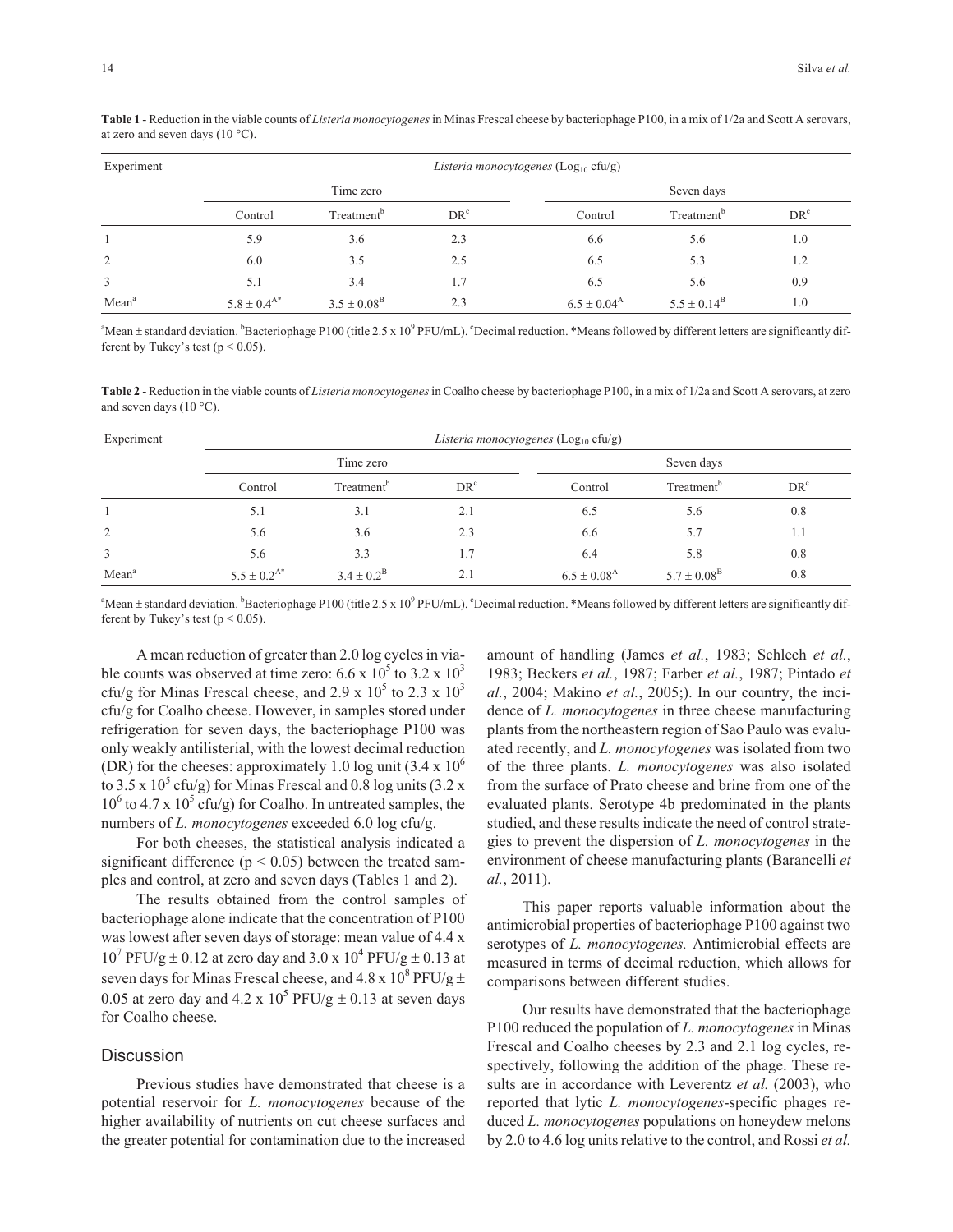**Table 1** - Reduction in the viable counts of *Listeria monocytogenes* in Minas Frescal cheese by bacteriophage P100, in a mix of 1/2a and Scott A serovars, at zero and seven days (10 °C).

| Experiment | *Listeria monocytogenes* ($Log_{10}$ cfu/g) | | | | | |
|---|---|---|---|---|---|---|
| | Time zero | | | Seven days | | |
| | Control | Treatment[b] | DR[c] | Control | Treatment[b] | DR[c] |
| 1 | 5.9 | 3.6 | 2.3 | 6.6 | 5.6 | 1.0 |
| 2 | 6.0 | 3.5 | 2.5 | 6.5 | 5.3 | 1.2 |
| 3 | 5.1 | 3.4 | 1.7 | 6.5 | 5.6 | 0.9 |
| Mean[a] | 5.8 ± 0.4[A*] | 3.5 ± 0.08[B] | 2.3 | 6.5 ± 0.04[A] | 5.5 ± 0.14[B] | 1.0 |

[a]Mean ± standard deviation. [b]Bacteriophage P100 (title 2.5 x $10^9$ PFU/mL). [c]Decimal reduction. *Means followed by different letters are significantly different by Tukey's test ($p < 0.05$).

**Table 2** - Reduction in the viable counts of *Listeria monocytogenes* in Coalho cheese by bacteriophage P100, in a mix of 1/2a and Scott A serovars, at zero and seven days (10 °C).

| Experiment | *Listeria monocytogenes* ($Log_{10}$ cfu/g) | | | | | |
|---|---|---|---|---|---|---|
| | Time zero | | | Seven days | | |
| | Control | Treatment[b] | DR[c] | Control | Treatment[b] | DR[c] |
| 1 | 5.1 | 3.1 | 2.1 | 6.5 | 5.6 | 0.8 |
| 2 | 5.6 | 3.6 | 2.3 | 6.6 | 5.7 | 1.1 |
| 3 | 5.6 | 3.3 | 1.7 | 6.4 | 5.8 | 0.8 |
| Mean[a] | 5.5 ± 0.2[A*] | 3.4 ± 0.2[B] | 2.1 | 6.5 ± 0.08[A] | 5.7 ± 0.08[B] | 0.8 |

[a]Mean ± standard deviation. [b]Bacteriophage P100 (title 2.5 x $10^9$ PFU/mL). [c]Decimal reduction. *Means followed by different letters are significantly different by Tukey's test ($p < 0.05$).

A mean reduction of greater than 2.0 log cycles in viable counts was observed at time zero: 6.6 x $10^5$ to 3.2 x $10^3$ cfu/g for Minas Frescal cheese, and 2.9 x $10^5$ to 2.3 x $10^3$ cfu/g for Coalho cheese. However, in samples stored under refrigeration for seven days, the bacteriophage P100 was only weakly antilisterial, with the lowest decimal reduction (DR) for the cheeses: approximately 1.0 log unit (3.4 x $10^6$ to 3.5 x $10^5$ cfu/g) for Minas Frescal and 0.8 log units (3.2 x $10^6$ to 4.7 x $10^5$ cfu/g) for Coalho. In untreated samples, the numbers of *L. monocytogenes* exceeded 6.0 log cfu/g.

For both cheeses, the statistical analysis indicated a significant difference ($p < 0.05$) between the treated samples and control, at zero and seven days (Tables 1 and 2).

The results obtained from the control samples of bacteriophage alone indicate that the concentration of P100 was lowest after seven days of storage: mean value of 4.4 x $10^7$ PFU/g ± 0.12 at zero day and 3.0 x $10^4$ PFU/g ± 0.13 at seven days for Minas Frescal cheese, and 4.8 x $10^8$ PFU/g ± 0.05 at zero day and 4.2 x $10^5$ PFU/g ± 0.13 at seven days for Coalho cheese.

## Discussion

Previous studies have demonstrated that cheese is a potential reservoir for *L. monocytogenes* because of the higher availability of nutrients on cut cheese surfaces and the greater potential for contamination due to the increased amount of handling (James *et al.*, 1983; Schlech *et al.*, 1983; Beckers *et al.*, 1987; Farber *et al.*, 1987; Pintado *et al.*, 2004; Makino *et al.*, 2005;). In our country, the incidence of *L. monocytogenes* in three cheese manufacturing plants from the northeastern region of Sao Paulo was evaluated recently, and *L. monocytogenes* was isolated from two of the three plants. *L. monocytogenes* was also isolated from the surface of Prato cheese and brine from one of the evaluated plants. Serotype 4b predominated in the plants studied, and these results indicate the need of control strategies to prevent the dispersion of *L. monocytogenes* in the environment of cheese manufacturing plants (Barancelli *et al.*, 2011).

This paper reports valuable information about the antimicrobial properties of bacteriophage P100 against two serotypes of *L. monocytogenes.* Antimicrobial effects are measured in terms of decimal reduction, which allows for comparisons between different studies.

Our results have demonstrated that the bacteriophage P100 reduced the population of *L. monocytogenes* in Minas Frescal and Coalho cheeses by 2.3 and 2.1 log cycles, respectively, following the addition of the phage. These results are in accordance with Leverentz *et al.* (2003), who reported that lytic *L. monocytogenes*-specific phages reduced *L. monocytogenes* populations on honeydew melons by 2.0 to 4.6 log units relative to the control, and Rossi *et al.*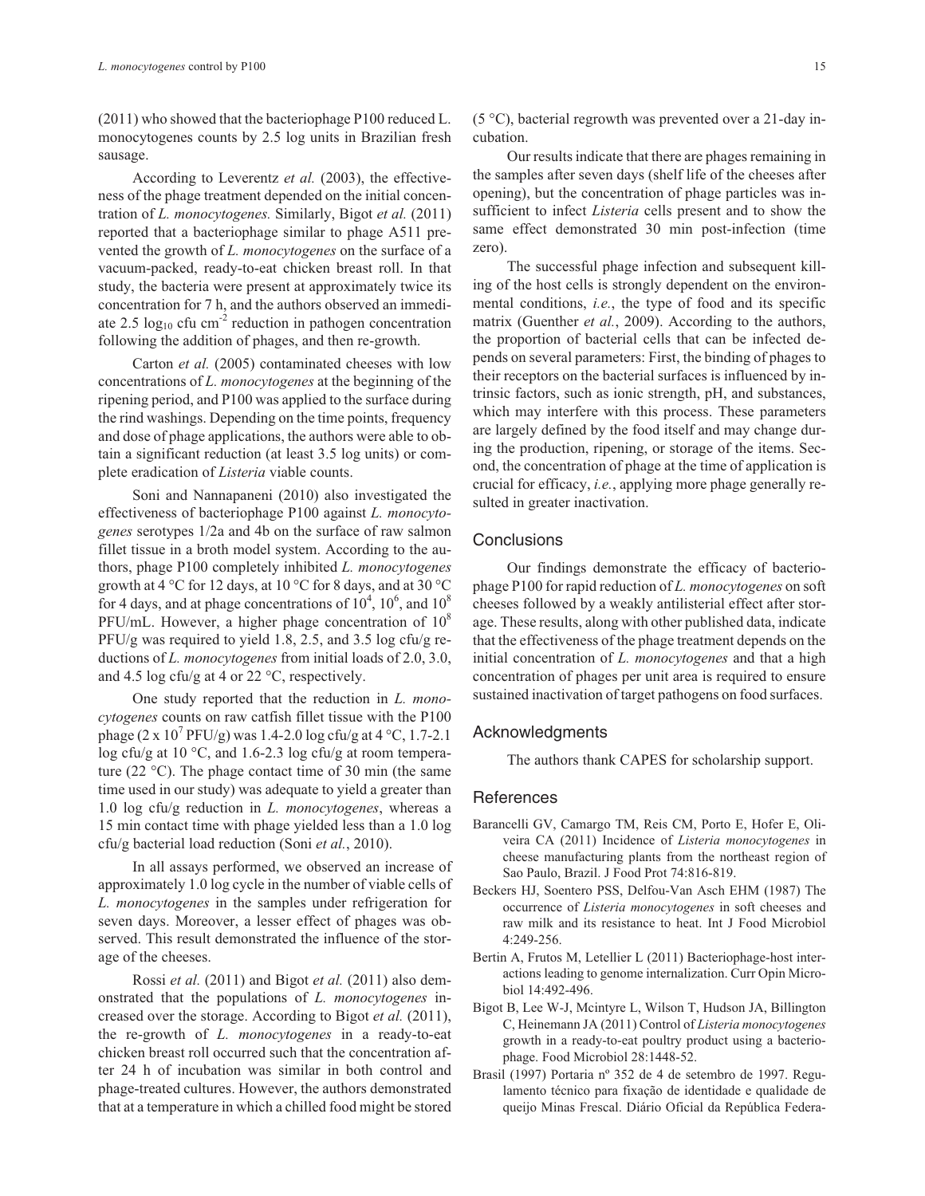(2011) who showed that the bacteriophage P100 reduced L. monocytogenes counts by 2.5 log units in Brazilian fresh sausage.

According to Leverentz *et al.* (2003), the effectiveness of the phage treatment depended on the initial concentration of *L. monocytogenes.* Similarly, Bigot *et al.* (2011) reported that a bacteriophage similar to phage A511 prevented the growth of *L. monocytogenes* on the surface of a vacuum-packed, ready-to-eat chicken breast roll. In that study, the bacteria were present at approximately twice its concentration for 7 h, and the authors observed an immediate 2.5 $\log_{10}$ cfu $cm^{-2}$ reduction in pathogen concentration following the addition of phages, and then re-growth.

Carton *et al.* (2005) contaminated cheeses with low concentrations of *L. monocytogenes* at the beginning of the ripening period, and P100 was applied to the surface during the rind washings. Depending on the time points, frequency and dose of phage applications, the authors were able to obtain a significant reduction (at least 3.5 log units) or complete eradication of *Listeria* viable counts.

Soni and Nannapaneni (2010) also investigated the effectiveness of bacteriophage P100 against *L. monocytogenes* serotypes 1/2a and 4b on the surface of raw salmon fillet tissue in a broth model system. According to the authors, phage P100 completely inhibited *L. monocytogenes* growth at 4 °C for 12 days, at 10 °C for 8 days, and at 30 °C for 4 days, and at phage concentrations of $10^4$, $10^6$, and $10^8$ PFU/mL. However, a higher phage concentration of $10^8$ PFU/g was required to yield 1.8, 2.5, and 3.5 log cfu/g reductions of *L. monocytogenes* from initial loads of 2.0, 3.0, and 4.5 log cfu/g at 4 or 22 °C, respectively.

One study reported that the reduction in *L. monocytogenes* counts on raw catfish fillet tissue with the P100 phage ($2 \times 10^7$ PFU/g) was 1.4-2.0 log cfu/g at 4 °C, 1.7-2.1 log cfu/g at 10 °C, and 1.6-2.3 log cfu/g at room temperature (22 °C). The phage contact time of 30 min (the same time used in our study) was adequate to yield a greater than 1.0 log cfu/g reduction in *L. monocytogenes*, whereas a 15 min contact time with phage yielded less than a 1.0 log cfu/g bacterial load reduction (Soni *et al.*, 2010).

In all assays performed, we observed an increase of approximately 1.0 log cycle in the number of viable cells of *L. monocytogenes* in the samples under refrigeration for seven days. Moreover, a lesser effect of phages was observed. This result demonstrated the influence of the storage of the cheeses.

Rossi *et al.* (2011) and Bigot *et al.* (2011) also demonstrated that the populations of *L. monocytogenes* increased over the storage. According to Bigot *et al.* (2011), the re-growth of *L. monocytogenes* in a ready-to-eat chicken breast roll occurred such that the concentration after 24 h of incubation was similar in both control and phage-treated cultures. However, the authors demonstrated that at a temperature in which a chilled food might be stored (5 °C), bacterial regrowth was prevented over a 21-day incubation.

Our results indicate that there are phages remaining in the samples after seven days (shelf life of the cheeses after opening), but the concentration of phage particles was insufficient to infect *Listeria* cells present and to show the same effect demonstrated 30 min post-infection (time zero).

The successful phage infection and subsequent killing of the host cells is strongly dependent on the environmental conditions, *i.e.*, the type of food and its specific matrix (Guenther *et al.*, 2009). According to the authors, the proportion of bacterial cells that can be infected depends on several parameters: First, the binding of phages to their receptors on the bacterial surfaces is influenced by intrinsic factors, such as ionic strength, pH, and substances, which may interfere with this process. These parameters are largely defined by the food itself and may change during the production, ripening, or storage of the items. Second, the concentration of phage at the time of application is crucial for efficacy, *i.e.*, applying more phage generally resulted in greater inactivation.

## Conclusions

Our findings demonstrate the efficacy of bacteriophage P100 for rapid reduction of *L. monocytogenes* on soft cheeses followed by a weakly antilisterial effect after storage. These results, along with other published data, indicate that the effectiveness of the phage treatment depends on the initial concentration of *L. monocytogenes* and that a high concentration of phages per unit area is required to ensure sustained inactivation of target pathogens on food surfaces.

## Acknowledgments

The authors thank CAPES for scholarship support.

## References

Barancelli GV, Camargo TM, Reis CM, Porto E, Hofer E, Oliveira CA (2011) Incidence of *Listeria monocytogenes* in cheese manufacturing plants from the northeast region of Sao Paulo, Brazil. J Food Prot 74:816-819.

Beckers HJ, Soentero PSS, Delfou-Van Asch EHM (1987) The occurrence of *Listeria monocytogenes* in soft cheeses and raw milk and its resistance to heat. Int J Food Microbiol 4:249-256.

Bertin A, Frutos M, Letellier L (2011) Bacteriophage-host interactions leading to genome internalization. Curr Opin Microbiol 14:492-496.

Bigot B, Lee W-J, Mcintyre L, Wilson T, Hudson JA, Billington C, Heinemann JA (2011) Control of *Listeria monocytogenes* growth in a ready-to-eat poultry product using a bacteriophage. Food Microbiol 28:1448-52.

Brasil (1997) Portaria nº 352 de 4 de setembro de 1997. Regulamento técnico para fixação de identidade e qualidade de queijo Minas Frescal. Diário Oficial da República Federa-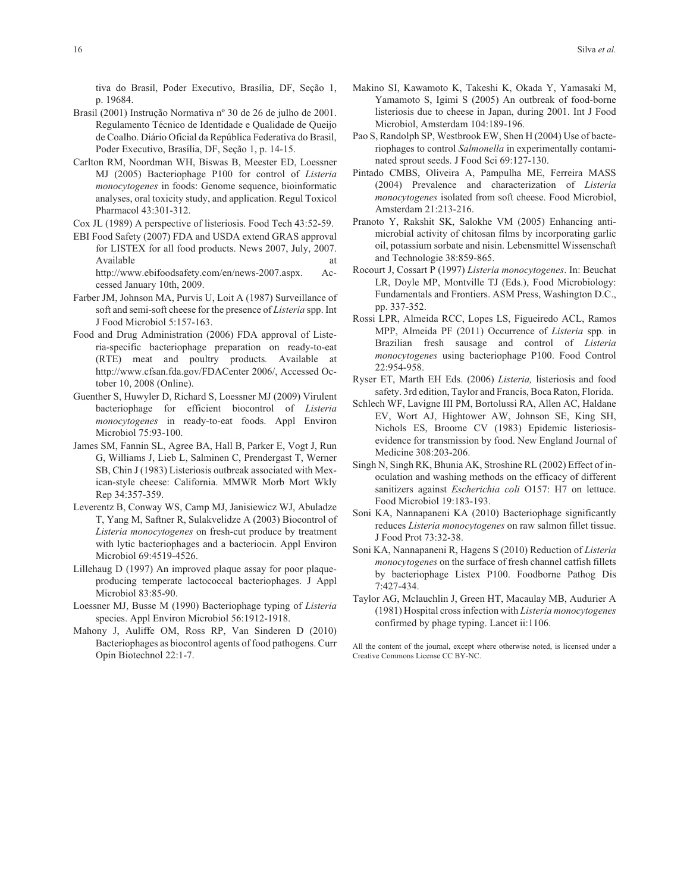tiva do Brasil, Poder Executivo, Brasília, DF, Seção 1, p. 19684.

Brasil (2001) Instrução Normativa nº 30 de 26 de julho de 2001. Regulamento Técnico de Identidade e Qualidade de Queijo de Coalho. Diário Oficial da República Federativa do Brasil, Poder Executivo, Brasília, DF, Seção 1, p. 14-15.

Carlton RM, Noordman WH, Biswas B, Meester ED, Loessner MJ (2005) Bacteriophage P100 for control of *Listeria monocytogenes* in foods: Genome sequence, bioinformatic analyses, oral toxicity study, and application. Regul Toxicol Pharmacol 43:301-312.

Cox JL (1989) A perspective of listeriosis. Food Tech 43:52-59.

EBI Food Safety (2007) FDA and USDA extend GRAS approval for LISTEX for all food products. News 2007, July, 2007. Available at http://www.ebifoodsafety.com/en/news-2007.aspx. Accessed January 10th, 2009.

Farber JM, Johnson MA, Purvis U, Loit A (1987) Surveillance of soft and semi-soft cheese for the presence of *Listeria* spp. Int J Food Microbiol 5:157-163.

Food and Drug Administration (2006) FDA approval of Listeria-specific bacteriophage preparation on ready-to-eat (RTE) meat and poultry products*.* Available at http://www.cfsan.fda.gov/FDACenter 2006/, Accessed October 10, 2008 (Online).

Guenther S, Huwyler D, Richard S, Loessner MJ (2009) Virulent bacteriophage for efficient biocontrol of *Listeria monocytogenes* in ready-to-eat foods. Appl Environ Microbiol 75:93-100.

James SM, Fannin SL, Agree BA, Hall B, Parker E, Vogt J, Run G, Williams J, Lieb L, Salminen C, Prendergast T, Werner SB, Chin J (1983) Listeriosis outbreak associated with Mexican-style cheese: California. MMWR Morb Mort Wkly Rep 34:357-359.

Leverentz B, Conway WS, Camp MJ, Janisiewicz WJ, Abuladze T, Yang M, Saftner R, Sulakvelidze A (2003) Biocontrol of *Listeria monocytogenes* on fresh-cut produce by treatment with lytic bacteriophages and a bacteriocin. Appl Environ Microbiol 69:4519-4526.

Lillehaug D (1997) An improved plaque assay for poor plaque-producing temperate lactococcal bacteriophages. J Appl Microbiol 83:85-90.

Loessner MJ, Busse M (1990) Bacteriophage typing of *Listeria* species. Appl Environ Microbiol 56:1912-1918.

Mahony J, Auliffe OM, Ross RP, Van Sinderen D (2010) Bacteriophages as biocontrol agents of food pathogens. Curr Opin Biotechnol 22:1-7.

Makino SI, Kawamoto K, Takeshi K, Okada Y, Yamasaki M, Yamamoto S, Igimi S (2005) An outbreak of food-borne listeriosis due to cheese in Japan, during 2001. Int J Food Microbiol, Amsterdam 104:189-196.

Pao S, Randolph SP, Westbrook EW, Shen H (2004) Use of bacteriophages to control *Salmonella* in experimentally contaminated sprout seeds. J Food Sci 69:127-130.

Pintado CMBS, Oliveira A, Pampulha ME, Ferreira MASS (2004) Prevalence and characterization of *Listeria monocytogenes* isolated from soft cheese. Food Microbiol, Amsterdam 21:213-216.

Pranoto Y, Rakshit SK, Salokhe VM (2005) Enhancing antimicrobial activity of chitosan films by incorporating garlic oil, potassium sorbate and nisin. Lebensmittel Wissenschaft and Technologie 38:859-865.

Rocourt J, Cossart P (1997) *Listeria monocytogenes*. In: Beuchat LR, Doyle MP, Montville TJ (Eds.), Food Microbiology: Fundamentals and Frontiers. ASM Press, Washington D.C., pp. 337-352.

Rossi LPR, Almeida RCC, Lopes LS, Figueiredo ACL, Ramos MPP, Almeida PF (2011) Occurrence of *Listeria* spp*.* in Brazilian fresh sausage and control of *Listeria monocytogenes* using bacteriophage P100. Food Control 22:954-958.

Ryser ET, Marth EH Eds. (2006) *Listeria,* listeriosis and food safety. 3rd edition, Taylor and Francis, Boca Raton, Florida.

Schlech WF, Lavigne III PM, Bortolussi RA, Allen AC, Haldane EV, Wort AJ, Hightower AW, Johnson SE, King SH, Nichols ES, Broome CV (1983) Epidemic listeriosis-evidence for transmission by food. New England Journal of Medicine 308:203-206.

Singh N, Singh RK, Bhunia AK, Stroshine RL (2002) Effect of inoculation and washing methods on the efficacy of different sanitizers against *Escherichia coli* O157: H7 on lettuce. Food Microbiol 19:183-193.

Soni KA, Nannapaneni KA (2010) Bacteriophage significantly reduces *Listeria monocytogenes* on raw salmon fillet tissue. J Food Prot 73:32-38.

Soni KA, Nannapaneni R, Hagens S (2010) Reduction of *Listeria monocytogenes* on the surface of fresh channel catfish fillets by bacteriophage Listex P100. Foodborne Pathog Dis 7:427-434.

Taylor AG, Mclauchlin J, Green HT, Macaulay MB, Audurier A (1981) Hospital cross infection with *Listeria monocytogenes* confirmed by phage typing. Lancet ii:1106.

All the content of the journal, except where otherwise noted, is licensed under a Creative Commons License CC BY-NC.